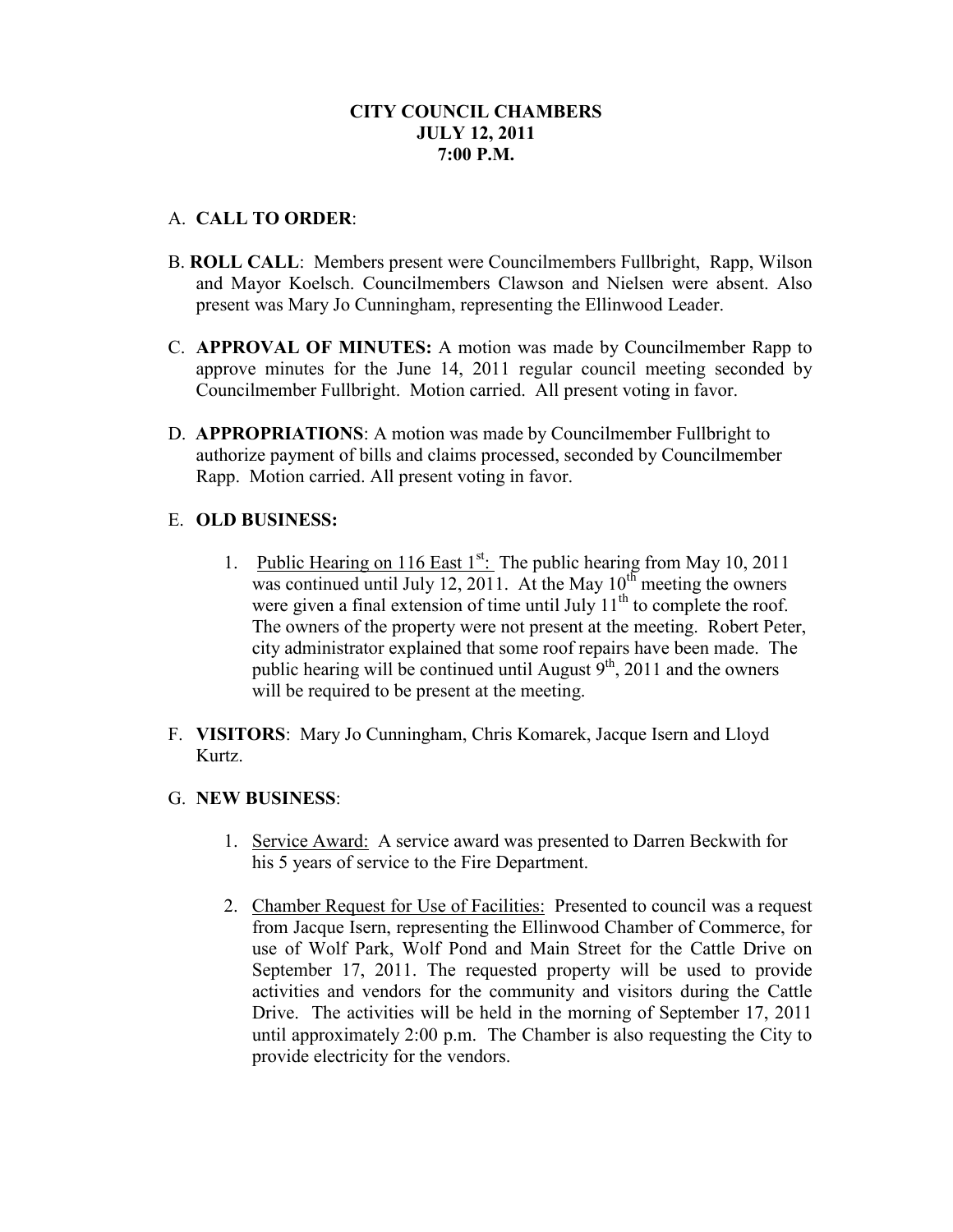# CITY COUNCIL CHAMBERS
## JULY 12, 2011
## 7:00 P.M.

A. **CALL TO ORDER**:

B. **ROLL CALL**: Members present were Councilmembers Fullbright, Rapp, Wilson and Mayor Koelsch. Councilmembers Clawson and Nielsen were absent. Also present was Mary Jo Cunningham, representing the Ellinwood Leader.

C. **APPROVAL OF MINUTES:** A motion was made by Councilmember Rapp to approve minutes for the June 14, 2011 regular council meeting seconded by Councilmember Fullbright. Motion carried. All present voting in favor.

D. **APPROPRIATIONS**: A motion was made by Councilmember Fullbright to authorize payment of bills and claims processed, seconded by Councilmember Rapp. Motion carried. All present voting in favor.

E. **OLD BUSINESS:**

1. Public Hearing on 116 East 1st: The public hearing from May 10, 2011 was continued until July 12, 2011. At the May 10th meeting the owners were given a final extension of time until July 11th to complete the roof. The owners of the property were not present at the meeting. Robert Peter, city administrator explained that some roof repairs have been made. The public hearing will be continued until August 9th, 2011 and the owners will be required to be present at the meeting.

F. **VISITORS**: Mary Jo Cunningham, Chris Komarek, Jacque Isern and Lloyd Kurtz.

G. **NEW BUSINESS**:

1. Service Award: A service award was presented to Darren Beckwith for his 5 years of service to the Fire Department.

2. Chamber Request for Use of Facilities: Presented to council was a request from Jacque Isern, representing the Ellinwood Chamber of Commerce, for use of Wolf Park, Wolf Pond and Main Street for the Cattle Drive on September 17, 2011. The requested property will be used to provide activities and vendors for the community and visitors during the Cattle Drive. The activities will be held in the morning of September 17, 2011 until approximately 2:00 p.m. The Chamber is also requesting the City to provide electricity for the vendors.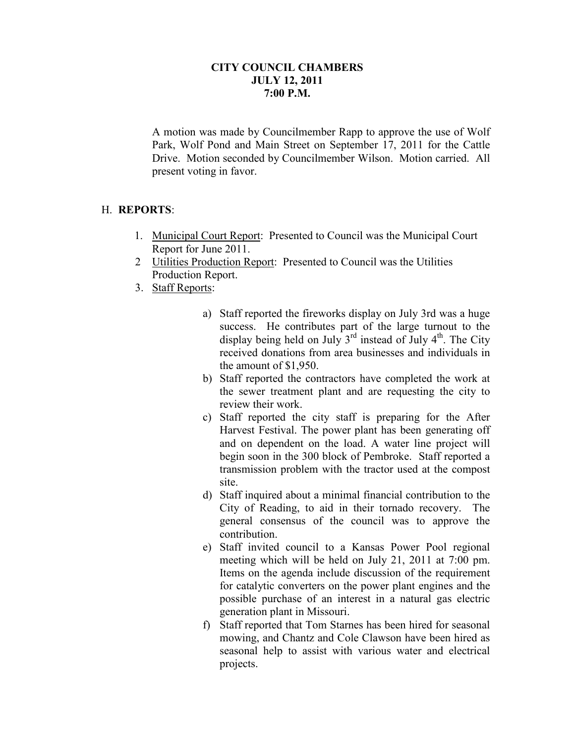**CITY COUNCIL CHAMBERS**
**JULY 12, 2011**
**7:00 P.M.**

A motion was made by Councilmember Rapp to approve the use of Wolf Park, Wolf Pond and Main Street on September 17, 2011 for the Cattle Drive. Motion seconded by Councilmember Wilson. Motion carried. All present voting in favor.

## H. REPORTS:

1. Municipal Court Report: Presented to Council was the Municipal Court Report for June 2011.
2. Utilities Production Report: Presented to Council was the Utilities Production Report.
3. Staff Reports:

    a) Staff reported the fireworks display on July 3rd was a huge success. He contributes part of the large turnout to the display being held on July 3rd instead of July 4th. The City received donations from area businesses and individuals in the amount of $1,950.

    b) Staff reported the contractors have completed the work at the sewer treatment plant and are requesting the city to review their work.

    c) Staff reported the city staff is preparing for the After Harvest Festival. The power plant has been generating off and on dependent on the load. A water line project will begin soon in the 300 block of Pembroke. Staff reported a transmission problem with the tractor used at the compost site.

    d) Staff inquired about a minimal financial contribution to the City of Reading, to aid in their tornado recovery. The general consensus of the council was to approve the contribution.

    e) Staff invited council to a Kansas Power Pool regional meeting which will be held on July 21, 2011 at 7:00 pm. Items on the agenda include discussion of the requirement for catalytic converters on the power plant engines and the possible purchase of an interest in a natural gas electric generation plant in Missouri.

    f) Staff reported that Tom Starnes has been hired for seasonal mowing, and Chantz and Cole Clawson have been hired as seasonal help to assist with various water and electrical projects.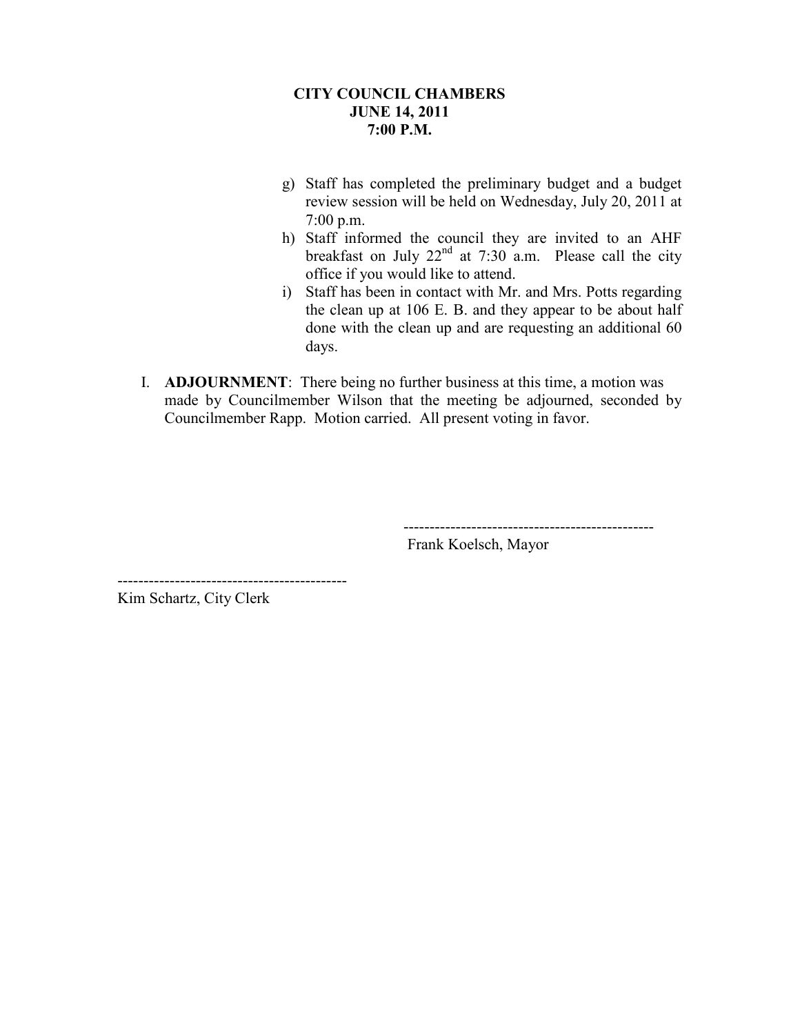**CITY COUNCIL CHAMBERS**
**JUNE 14, 2011**
**7:00 P.M.**

g) Staff has completed the preliminary budget and a budget review session will be held on Wednesday, July 20, 2011 at 7:00 p.m.
h) Staff informed the council they are invited to an AHF breakfast on July 22nd at 7:30 a.m. Please call the city office if you would like to attend.
i) Staff has been in contact with Mr. and Mrs. Potts regarding the clean up at 106 E. B. and they appear to be about half done with the clean up and are requesting an additional 60 days.

I. **ADJOURNMENT**: There being no further business at this time, a motion was made by Councilmember Wilson that the meeting be adjourned, seconded by Councilmember Rapp. Motion carried. All present voting in favor.

------------------------------------------------
Frank Koelsch, Mayor

--------------------------------------------
Kim Schartz, City Clerk